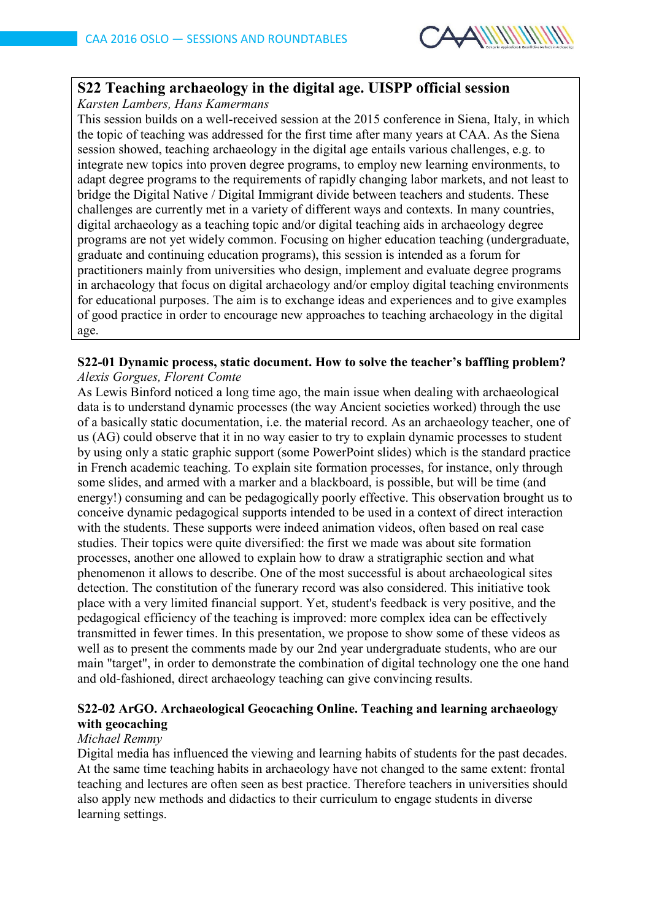## S22 Teaching archaeology in the digital age. UISPP official session

*Karsten Lambers, Hans Kamermans*

This session builds on a well-received session at the 2015 conference in Siena, Italy, in which the topic of teaching was addressed for the first time after many years at CAA. As the Siena session showed, teaching archaeology in the digital age entails various challenges, e.g. to integrate new topics into proven degree programs, to employ new learning environments, to adapt degree programs to the requirements of rapidly changing labor markets, and not least to bridge the Digital Native / Digital Immigrant divide between teachers and students. These challenges are currently met in a variety of different ways and contexts. In many countries, digital archaeology as a teaching topic and/or digital teaching aids in archaeology degree programs are not yet widely common. Focusing on higher education teaching (undergraduate, graduate and continuing education programs), this session is intended as a forum for practitioners mainly from universities who design, implement and evaluate degree programs in archaeology that focus on digital archaeology and/or employ digital teaching environments for educational purposes. The aim is to exchange ideas and experiences and to give examples of good practice in order to encourage new approaches to teaching archaeology in the digital age.

### S22-01 Dynamic process, static document. How to solve the teacher's baffling problem?

*Alexis Gorgues, Florent Comte*

As Lewis Binford noticed a long time ago, the main issue when dealing with archaeological data is to understand dynamic processes (the way Ancient societies worked) through the use of a basically static documentation, i.e. the material record. As an archaeology teacher, one of us (AG) could observe that it in no way easier to try to explain dynamic processes to student by using only a static graphic support (some PowerPoint slides) which is the standard practice in French academic teaching. To explain site formation processes, for instance, only through some slides, and armed with a marker and a blackboard, is possible, but will be time (and energy!) consuming and can be pedagogically poorly effective. This observation brought us to conceive dynamic pedagogical supports intended to be used in a context of direct interaction with the students. These supports were indeed animation videos, often based on real case studies. Their topics were quite diversified: the first we made was about site formation processes, another one allowed to explain how to draw a stratigraphic section and what phenomenon it allows to describe. One of the most successful is about archaeological sites detection. The constitution of the funerary record was also considered. This initiative took place with a very limited financial support. Yet, student's feedback is very positive, and the pedagogical efficiency of the teaching is improved: more complex idea can be effectively transmitted in fewer times. In this presentation, we propose to show some of these videos as well as to present the comments made by our 2nd year undergraduate students, who are our main "target", in order to demonstrate the combination of digital technology one the one hand and old-fashioned, direct archaeology teaching can give convincing results.

### S22-02 ArGO. Archaeological Geocaching Online. Teaching and learning archaeology with geocaching

*Michael Remmy*

Digital media has influenced the viewing and learning habits of students for the past decades. At the same time teaching habits in archaeology have not changed to the same extent: frontal teaching and lectures are often seen as best practice. Therefore teachers in universities should also apply new methods and didactics to their curriculum to engage students in diverse learning settings.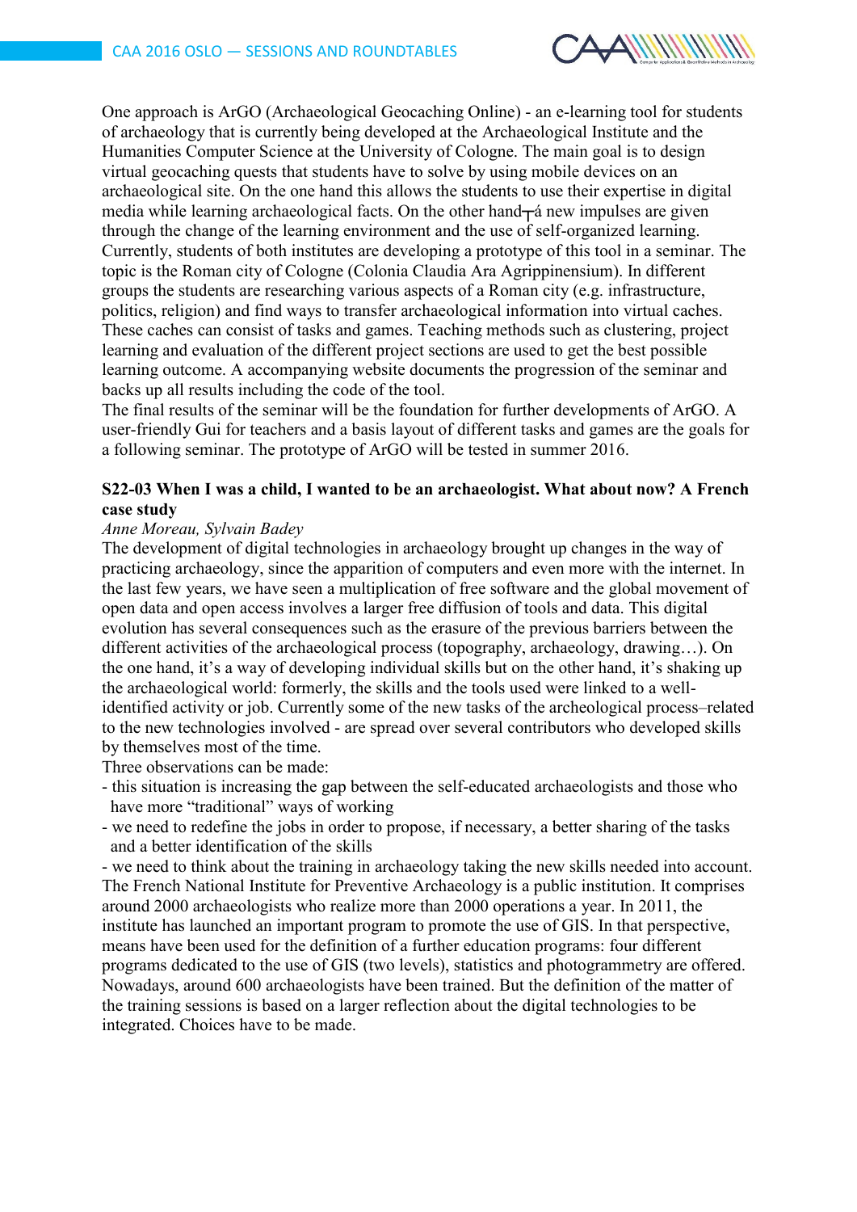One approach is ArGO (Archaeological Geocaching Online) - an e-learning tool for students of archaeology that is currently being developed at the Archaeological Institute and the Humanities Computer Science at the University of Cologne. The main goal is to design virtual geocaching quests that students have to solve by using mobile devices on an archaeological site. On the one hand this allows the students to use their expertise in digital media while learning archaeological facts. On the other hand┬á new impulses are given through the change of the learning environment and the use of self-organized learning. Currently, students of both institutes are developing a prototype of this tool in a seminar. The topic is the Roman city of Cologne (Colonia Claudia Ara Agrippinensium). In different groups the students are researching various aspects of a Roman city (e.g. infrastructure, politics, religion) and find ways to transfer archaeological information into virtual caches. These caches can consist of tasks and games. Teaching methods such as clustering, project learning and evaluation of the different project sections are used to get the best possible learning outcome. A accompanying website documents the progression of the seminar and backs up all results including the code of the tool.
The final results of the seminar will be the foundation for further developments of ArGO. A user-friendly Gui for teachers and a basis layout of different tasks and games are the goals for a following seminar. The prototype of ArGO will be tested in summer 2016.

**S22-03 When I was a child, I wanted to be an archaeologist. What about now? A French case study**

*Anne Moreau, Sylvain Badey*

The development of digital technologies in archaeology brought up changes in the way of practicing archaeology, since the apparition of computers and even more with the internet. In the last few years, we have seen a multiplication of free software and the global movement of open data and open access involves a larger free diffusion of tools and data. This digital evolution has several consequences such as the erasure of the previous barriers between the different activities of the archaeological process (topography, archaeology, drawing…). On the one hand, it's a way of developing individual skills but on the other hand, it's shaking up the archaeological world: formerly, the skills and the tools used were linked to a well-identified activity or job. Currently some of the new tasks of the archeological process–related to the new technologies involved - are spread over several contributors who developed skills by themselves most of the time.
Three observations can be made:

- this situation is increasing the gap between the self-educated archaeologists and those who have more "traditional" ways of working
- we need to redefine the jobs in order to propose, if necessary, a better sharing of the tasks and a better identification of the skills
- we need to think about the training in archaeology taking the new skills needed into account.

The French National Institute for Preventive Archaeology is a public institution. It comprises around 2000 archaeologists who realize more than 2000 operations a year. In 2011, the institute has launched an important program to promote the use of GIS. In that perspective, means have been used for the definition of a further education programs: four different programs dedicated to the use of GIS (two levels), statistics and photogrammetry are offered. Nowadays, around 600 archaeologists have been trained. But the definition of the matter of the training sessions is based on a larger reflection about the digital technologies to be integrated. Choices have to be made.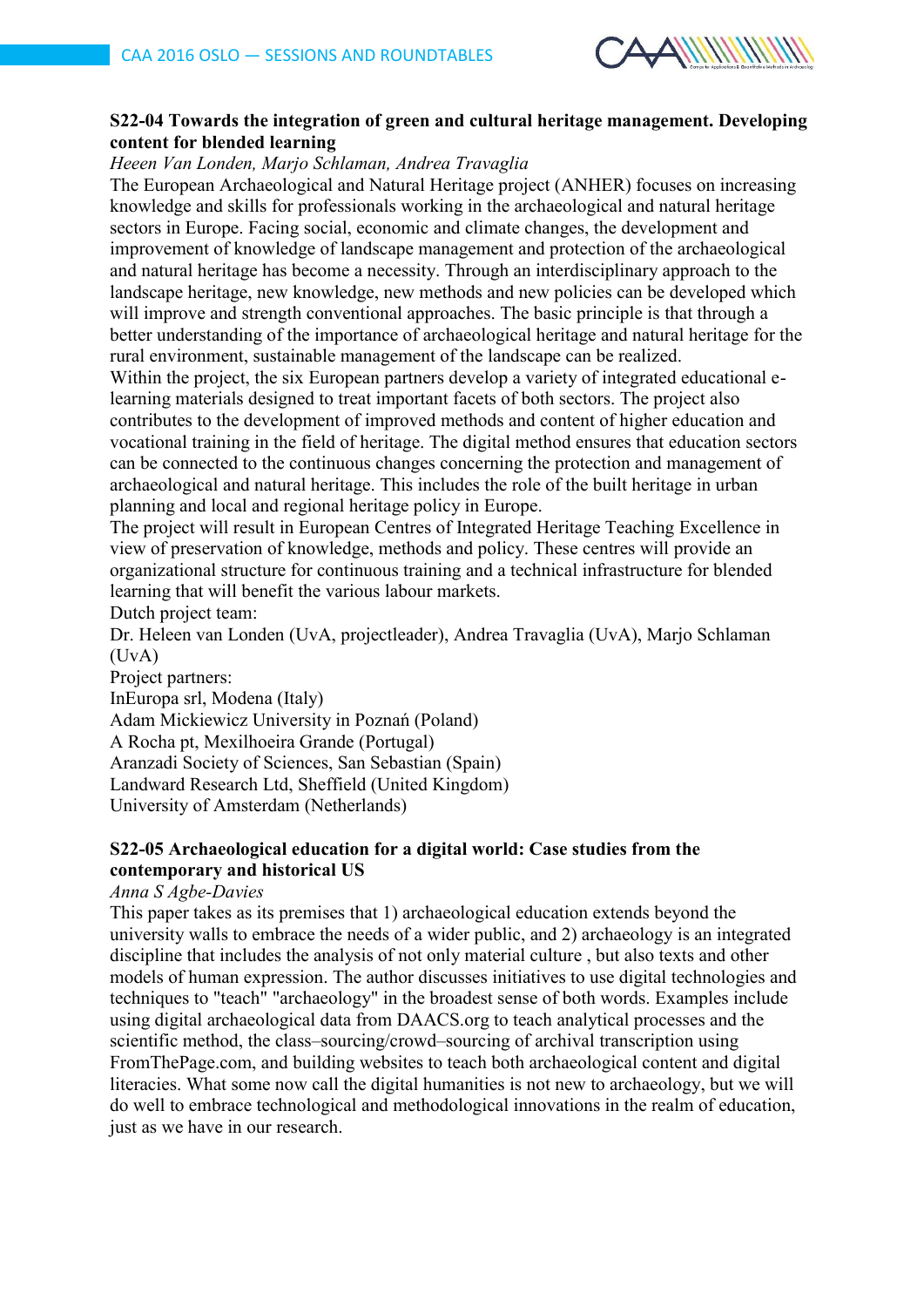### S22-04 Towards the integration of green and cultural heritage management. Developing content for blended learning

*Heeen Van Londen, Marjo Schlaman, Andrea Travaglia*

The European Archaeological and Natural Heritage project (ANHER) focuses on increasing knowledge and skills for professionals working in the archaeological and natural heritage sectors in Europe. Facing social, economic and climate changes, the development and improvement of knowledge of landscape management and protection of the archaeological and natural heritage has become a necessity. Through an interdisciplinary approach to the landscape heritage, new knowledge, new methods and new policies can be developed which will improve and strength conventional approaches. The basic principle is that through a better understanding of the importance of archaeological heritage and natural heritage for the rural environment, sustainable management of the landscape can be realized.

Within the project, the six European partners develop a variety of integrated educational e-learning materials designed to treat important facets of both sectors. The project also contributes to the development of improved methods and content of higher education and vocational training in the field of heritage. The digital method ensures that education sectors can be connected to the continuous changes concerning the protection and management of archaeological and natural heritage. This includes the role of the built heritage in urban planning and local and regional heritage policy in Europe.

The project will result in European Centres of Integrated Heritage Teaching Excellence in view of preservation of knowledge, methods and policy. These centres will provide an organizational structure for continuous training and a technical infrastructure for blended learning that will benefit the various labour markets.

Dutch project team:

Dr. Heleen van Londen (UvA, projectleader), Andrea Travaglia (UvA), Marjo Schlaman (UvA)

Project partners:

InEuropa srl, Modena (Italy)

Adam Mickiewicz University in Poznań (Poland)

A Rocha pt, Mexilhoeira Grande (Portugal)

Aranzadi Society of Sciences, San Sebastian (Spain)

Landward Research Ltd, Sheffield (United Kingdom)

University of Amsterdam (Netherlands)

### S22-05 Archaeological education for a digital world: Case studies from the contemporary and historical US

*Anna S Agbe-Davies*

This paper takes as its premises that 1) archaeological education extends beyond the university walls to embrace the needs of a wider public, and 2) archaeology is an integrated discipline that includes the analysis of not only material culture , but also texts and other models of human expression. The author discusses initiatives to use digital technologies and techniques to "teach" "archaeology" in the broadest sense of both words. Examples include using digital archaeological data from DAACS.org to teach analytical processes and the scientific method, the class–sourcing/crowd–sourcing of archival transcription using FromThePage.com, and building websites to teach both archaeological content and digital literacies. What some now call the digital humanities is not new to archaeology, but we will do well to embrace technological and methodological innovations in the realm of education, just as we have in our research.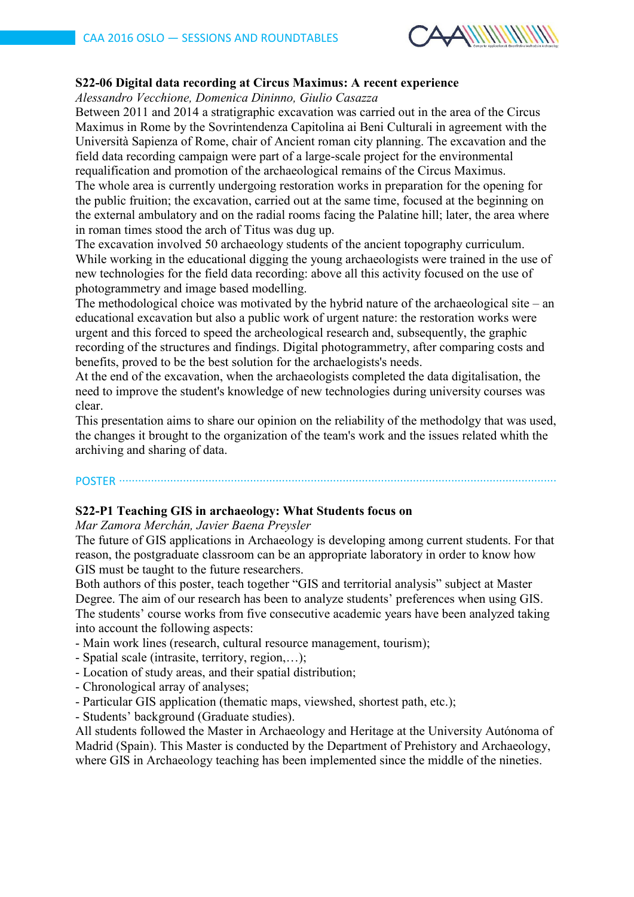### S22-06 Digital data recording at Circus Maximus: A recent experience

*Alessandro Vecchione, Domenica Dininno, Giulio Casazza*

Between 2011 and 2014 a stratigraphic excavation was carried out in the area of the Circus Maximus in Rome by the Sovrintendenza Capitolina ai Beni Culturali in agreement with the Università Sapienza of Rome, chair of Ancient roman city planning. The excavation and the field data recording campaign were part of a large-scale project for the environmental requalification and promotion of the archaeological remains of the Circus Maximus.
The whole area is currently undergoing restoration works in preparation for the opening for the public fruition; the excavation, carried out at the same time, focused at the beginning on the external ambulatory and on the radial rooms facing the Palatine hill; later, the area where in roman times stood the arch of Titus was dug up.
The excavation involved 50 archaeology students of the ancient topography curriculum. While working in the educational digging the young archaeologists were trained in the use of new technologies for the field data recording: above all this activity focused on the use of photogrammetry and image based modelling.
The methodological choice was motivated by the hybrid nature of the archaeological site – an educational excavation but also a public work of urgent nature: the restoration works were urgent and this forced to speed the archeological research and, subsequently, the graphic recording of the structures and findings. Digital photogrammetry, after comparing costs and benefits, proved to be the best solution for the archaelogists's needs.
At the end of the excavation, when the archaeologists completed the data digitalisation, the need to improve the student's knowledge of new technologies during university courses was clear.
This presentation aims to share our opinion on the reliability of the methodolgy that was used, the changes it brought to the organization of the team's work and the issues related whith the archiving and sharing of data.

## POSTER

### S22-P1 Teaching GIS in archaeology: What Students focus on

*Mar Zamora Merchán, Javier Baena Preysler*

The future of GIS applications in Archaeology is developing among current students. For that reason, the postgraduate classroom can be an appropriate laboratory in order to know how GIS must be taught to the future researchers.
Both authors of this poster, teach together "GIS and territorial analysis" subject at Master Degree. The aim of our research has been to analyze students' preferences when using GIS. The students' course works from five consecutive academic years have been analyzed taking into account the following aspects:

- Main work lines (research, cultural resource management, tourism);
- Spatial scale (intrasite, territory, region,…);
- Location of study areas, and their spatial distribution;
- Chronological array of analyses;
- Particular GIS application (thematic maps, viewshed, shortest path, etc.);
- Students' background (Graduate studies).

All students followed the Master in Archaeology and Heritage at the University Autónoma of Madrid (Spain). This Master is conducted by the Department of Prehistory and Archaeology, where GIS in Archaeology teaching has been implemented since the middle of the nineties.